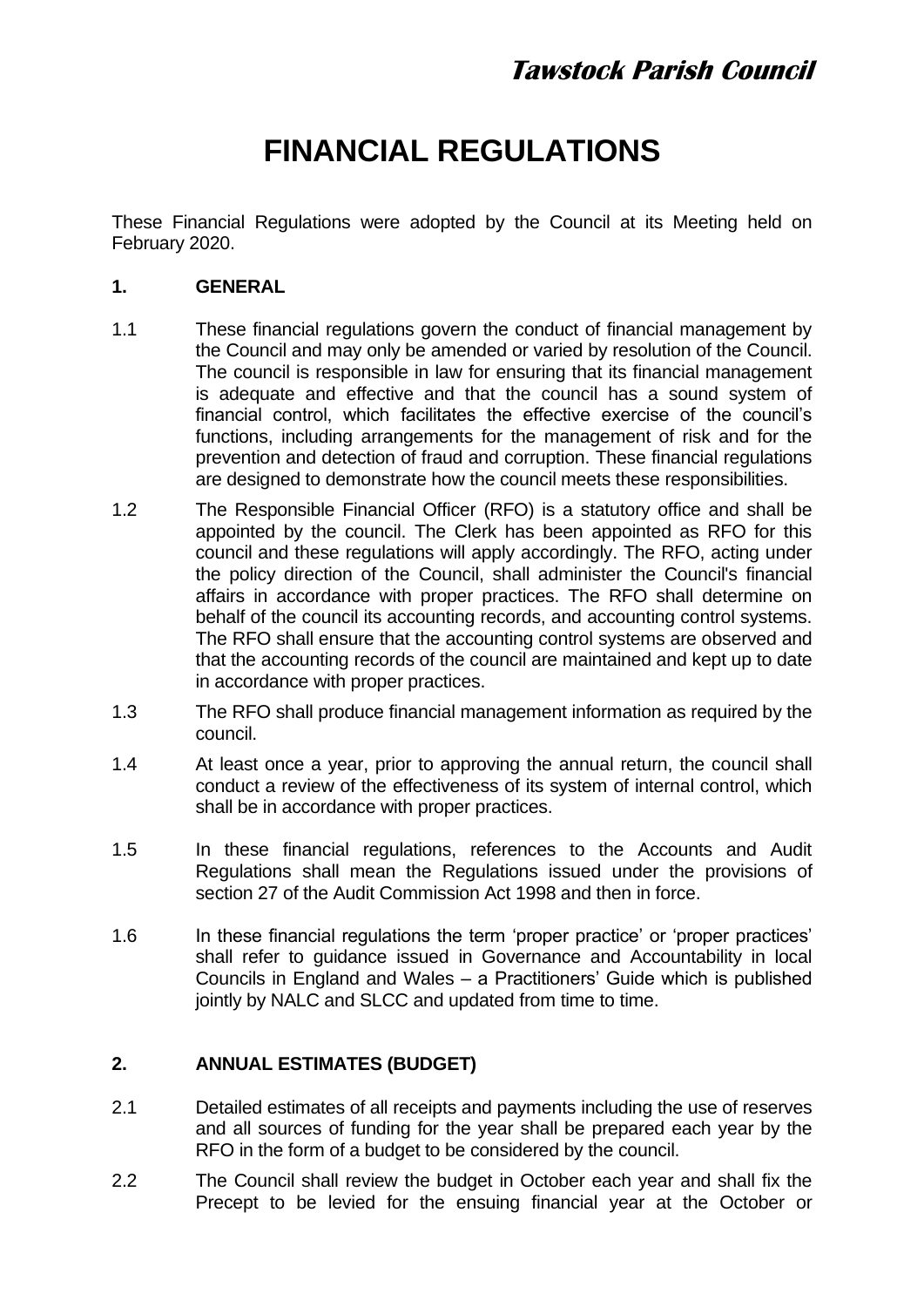**_Tawstock Parish Council_**

# FINANCIAL REGULATIONS

These Financial Regulations were adopted by the Council at its Meeting held on February 2020.

## 1. GENERAL

1.1 These financial regulations govern the conduct of financial management by the Council and may only be amended or varied by resolution of the Council. The council is responsible in law for ensuring that its financial management is adequate and effective and that the council has a sound system of financial control, which facilitates the effective exercise of the council's functions, including arrangements for the management of risk and for the prevention and detection of fraud and corruption. These financial regulations are designed to demonstrate how the council meets these responsibilities.

1.2 The Responsible Financial Officer (RFO) is a statutory office and shall be appointed by the council. The Clerk has been appointed as RFO for this council and these regulations will apply accordingly. The RFO, acting under the policy direction of the Council, shall administer the Council's financial affairs in accordance with proper practices. The RFO shall determine on behalf of the council its accounting records, and accounting control systems. The RFO shall ensure that the accounting control systems are observed and that the accounting records of the council are maintained and kept up to date in accordance with proper practices.

1.3 The RFO shall produce financial management information as required by the council.

1.4 At least once a year, prior to approving the annual return, the council shall conduct a review of the effectiveness of its system of internal control, which shall be in accordance with proper practices.

1.5 In these financial regulations, references to the Accounts and Audit Regulations shall mean the Regulations issued under the provisions of section 27 of the Audit Commission Act 1998 and then in force.

1.6 In these financial regulations the term 'proper practice' or 'proper practices' shall refer to guidance issued in Governance and Accountability in local Councils in England and Wales – a Practitioners' Guide which is published jointly by NALC and SLCC and updated from time to time.

## 2. ANNUAL ESTIMATES (BUDGET)

2.1 Detailed estimates of all receipts and payments including the use of reserves and all sources of funding for the year shall be prepared each year by the RFO in the form of a budget to be considered by the council.

2.2 The Council shall review the budget in October each year and shall fix the Precept to be levied for the ensuing financial year at the October or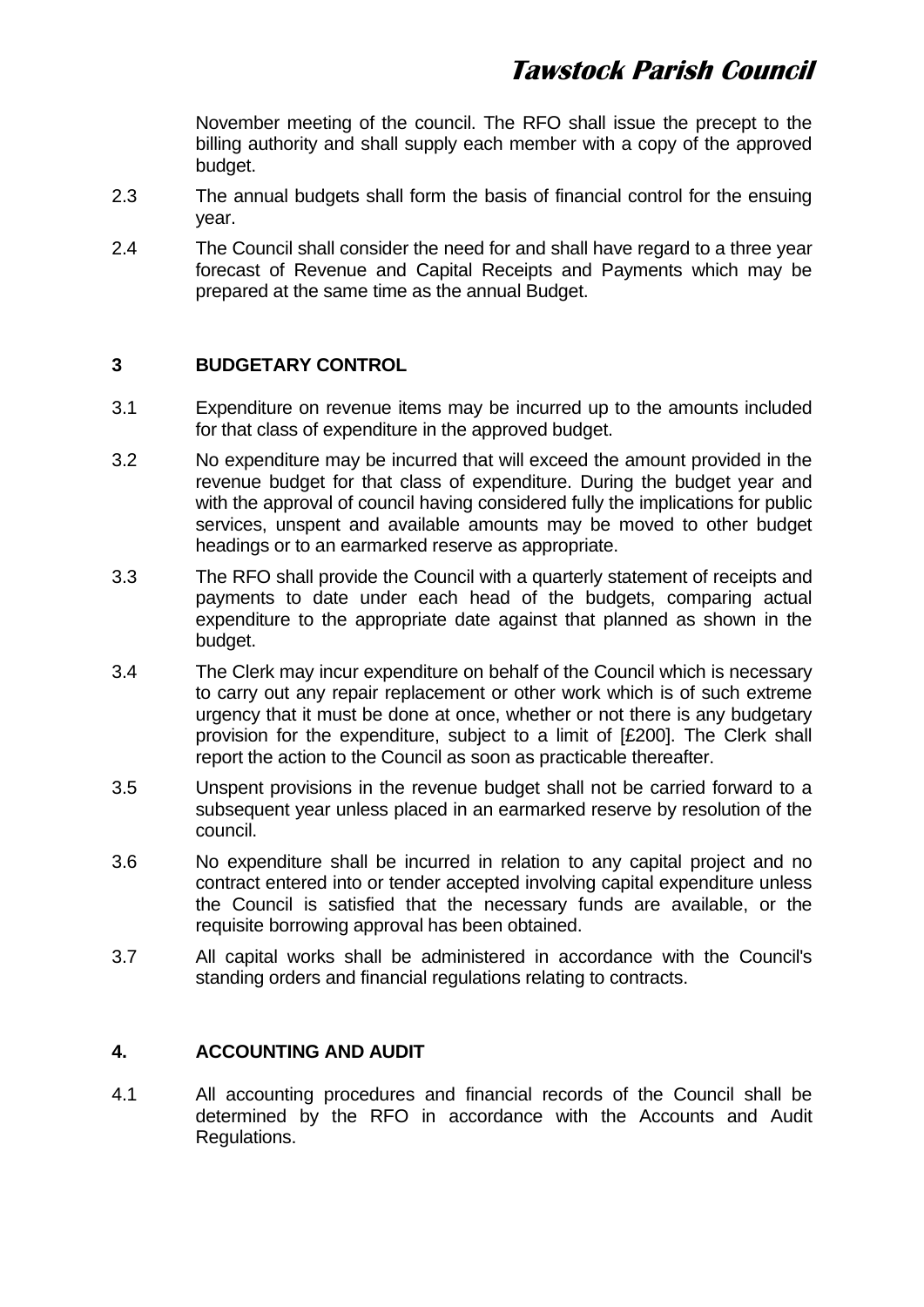November meeting of the council. The RFO shall issue the precept to the billing authority and shall supply each member with a copy of the approved budget.

2.3 The annual budgets shall form the basis of financial control for the ensuing year.

2.4 The Council shall consider the need for and shall have regard to a three year forecast of Revenue and Capital Receipts and Payments which may be prepared at the same time as the annual Budget.

## 3 BUDGETARY CONTROL

3.1 Expenditure on revenue items may be incurred up to the amounts included for that class of expenditure in the approved budget.

3.2 No expenditure may be incurred that will exceed the amount provided in the revenue budget for that class of expenditure. During the budget year and with the approval of council having considered fully the implications for public services, unspent and available amounts may be moved to other budget headings or to an earmarked reserve as appropriate.

3.3 The RFO shall provide the Council with a quarterly statement of receipts and payments to date under each head of the budgets, comparing actual expenditure to the appropriate date against that planned as shown in the budget.

3.4 The Clerk may incur expenditure on behalf of the Council which is necessary to carry out any repair replacement or other work which is of such extreme urgency that it must be done at once, whether or not there is any budgetary provision for the expenditure, subject to a limit of [£200]. The Clerk shall report the action to the Council as soon as practicable thereafter.

3.5 Unspent provisions in the revenue budget shall not be carried forward to a subsequent year unless placed in an earmarked reserve by resolution of the council.

3.6 No expenditure shall be incurred in relation to any capital project and no contract entered into or tender accepted involving capital expenditure unless the Council is satisfied that the necessary funds are available, or the requisite borrowing approval has been obtained.

3.7 All capital works shall be administered in accordance with the Council's standing orders and financial regulations relating to contracts.

## 4. ACCOUNTING AND AUDIT

4.1 All accounting procedures and financial records of the Council shall be determined by the RFO in accordance with the Accounts and Audit Regulations.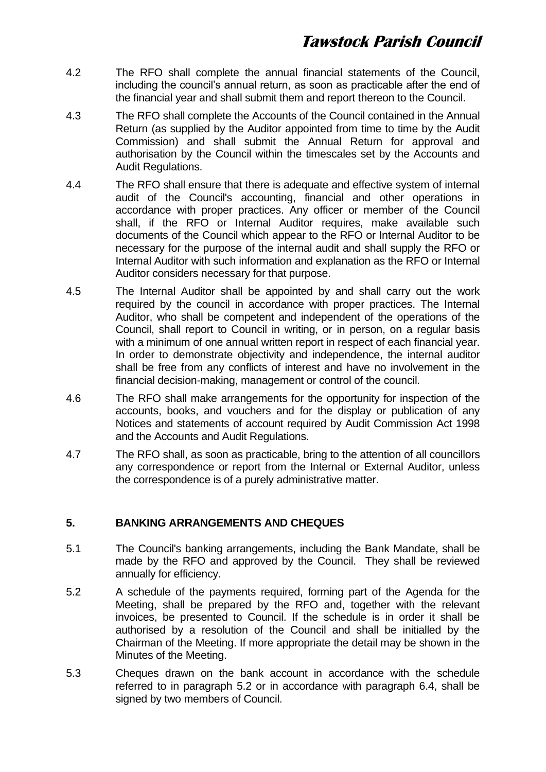4.2 The RFO shall complete the annual financial statements of the Council, including the council's annual return, as soon as practicable after the end of the financial year and shall submit them and report thereon to the Council.

4.3 The RFO shall complete the Accounts of the Council contained in the Annual Return (as supplied by the Auditor appointed from time to time by the Audit Commission) and shall submit the Annual Return for approval and authorisation by the Council within the timescales set by the Accounts and Audit Regulations.

4.4 The RFO shall ensure that there is adequate and effective system of internal audit of the Council's accounting, financial and other operations in accordance with proper practices. Any officer or member of the Council shall, if the RFO or Internal Auditor requires, make available such documents of the Council which appear to the RFO or Internal Auditor to be necessary for the purpose of the internal audit and shall supply the RFO or Internal Auditor with such information and explanation as the RFO or Internal Auditor considers necessary for that purpose.

4.5 The Internal Auditor shall be appointed by and shall carry out the work required by the council in accordance with proper practices. The Internal Auditor, who shall be competent and independent of the operations of the Council, shall report to Council in writing, or in person, on a regular basis with a minimum of one annual written report in respect of each financial year. In order to demonstrate objectivity and independence, the internal auditor shall be free from any conflicts of interest and have no involvement in the financial decision-making, management or control of the council.

4.6 The RFO shall make arrangements for the opportunity for inspection of the accounts, books, and vouchers and for the display or publication of any Notices and statements of account required by Audit Commission Act 1998 and the Accounts and Audit Regulations.

4.7 The RFO shall, as soon as practicable, bring to the attention of all councillors any correspondence or report from the Internal or External Auditor, unless the correspondence is of a purely administrative matter.

## 5. BANKING ARRANGEMENTS AND CHEQUES

5.1 The Council's banking arrangements, including the Bank Mandate, shall be made by the RFO and approved by the Council. They shall be reviewed annually for efficiency.

5.2 A schedule of the payments required, forming part of the Agenda for the Meeting, shall be prepared by the RFO and, together with the relevant invoices, be presented to Council. If the schedule is in order it shall be authorised by a resolution of the Council and shall be initialled by the Chairman of the Meeting. If more appropriate the detail may be shown in the Minutes of the Meeting.

5.3 Cheques drawn on the bank account in accordance with the schedule referred to in paragraph 5.2 or in accordance with paragraph 6.4, shall be signed by two members of Council.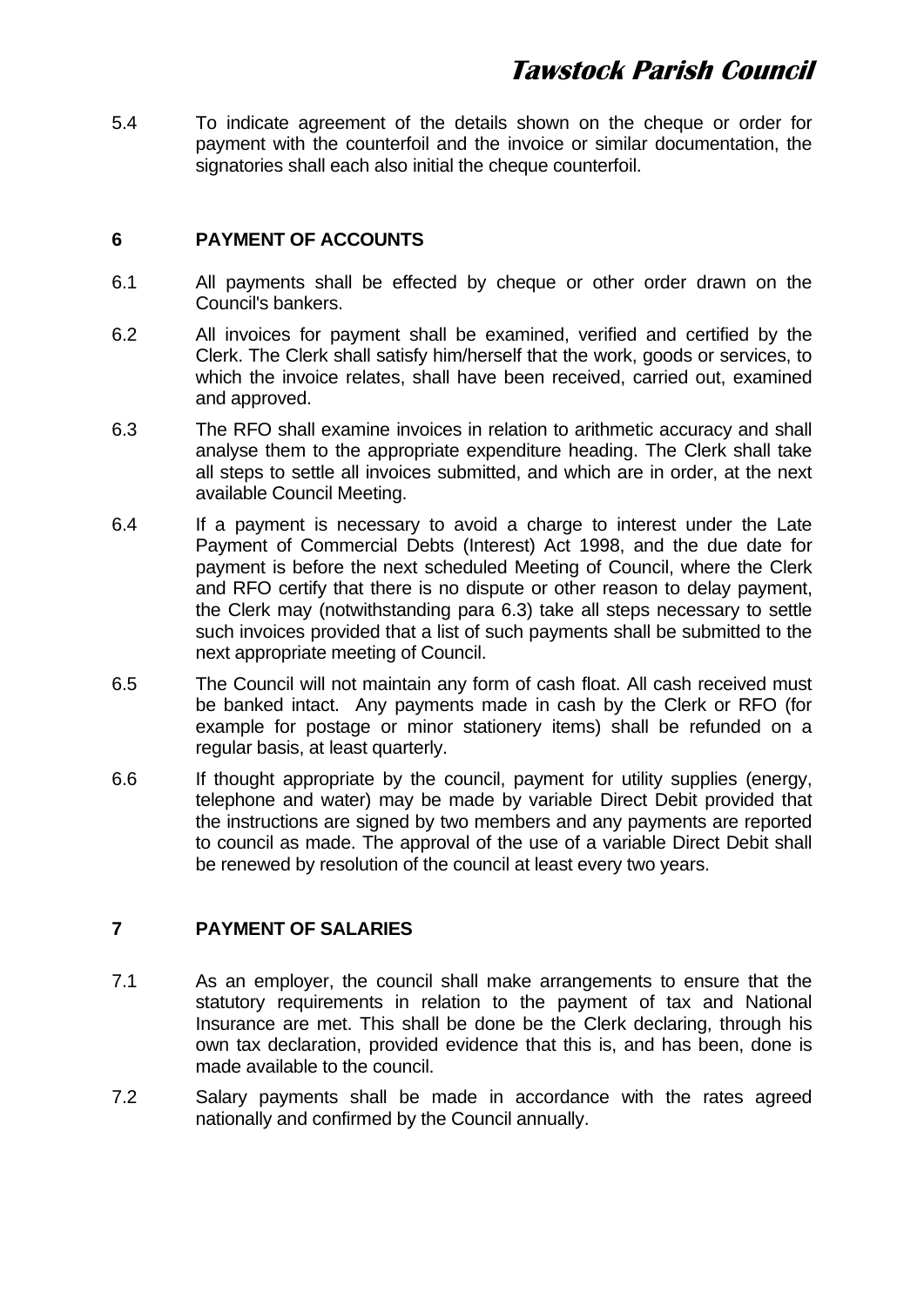5.4 To indicate agreement of the details shown on the cheque or order for payment with the counterfoil and the invoice or similar documentation, the signatories shall each also initial the cheque counterfoil.

## 6 PAYMENT OF ACCOUNTS

6.1 All payments shall be effected by cheque or other order drawn on the Council's bankers.

6.2 All invoices for payment shall be examined, verified and certified by the Clerk. The Clerk shall satisfy him/herself that the work, goods or services, to which the invoice relates, shall have been received, carried out, examined and approved.

6.3 The RFO shall examine invoices in relation to arithmetic accuracy and shall analyse them to the appropriate expenditure heading. The Clerk shall take all steps to settle all invoices submitted, and which are in order, at the next available Council Meeting.

6.4 If a payment is necessary to avoid a charge to interest under the Late Payment of Commercial Debts (Interest) Act 1998, and the due date for payment is before the next scheduled Meeting of Council, where the Clerk and RFO certify that there is no dispute or other reason to delay payment, the Clerk may (notwithstanding para 6.3) take all steps necessary to settle such invoices provided that a list of such payments shall be submitted to the next appropriate meeting of Council.

6.5 The Council will not maintain any form of cash float. All cash received must be banked intact. Any payments made in cash by the Clerk or RFO (for example for postage or minor stationery items) shall be refunded on a regular basis, at least quarterly.

6.6 If thought appropriate by the council, payment for utility supplies (energy, telephone and water) may be made by variable Direct Debit provided that the instructions are signed by two members and any payments are reported to council as made. The approval of the use of a variable Direct Debit shall be renewed by resolution of the council at least every two years.

## 7 PAYMENT OF SALARIES

7.1 As an employer, the council shall make arrangements to ensure that the statutory requirements in relation to the payment of tax and National Insurance are met. This shall be done be the Clerk declaring, through his own tax declaration, provided evidence that this is, and has been, done is made available to the council.

7.2 Salary payments shall be made in accordance with the rates agreed nationally and confirmed by the Council annually.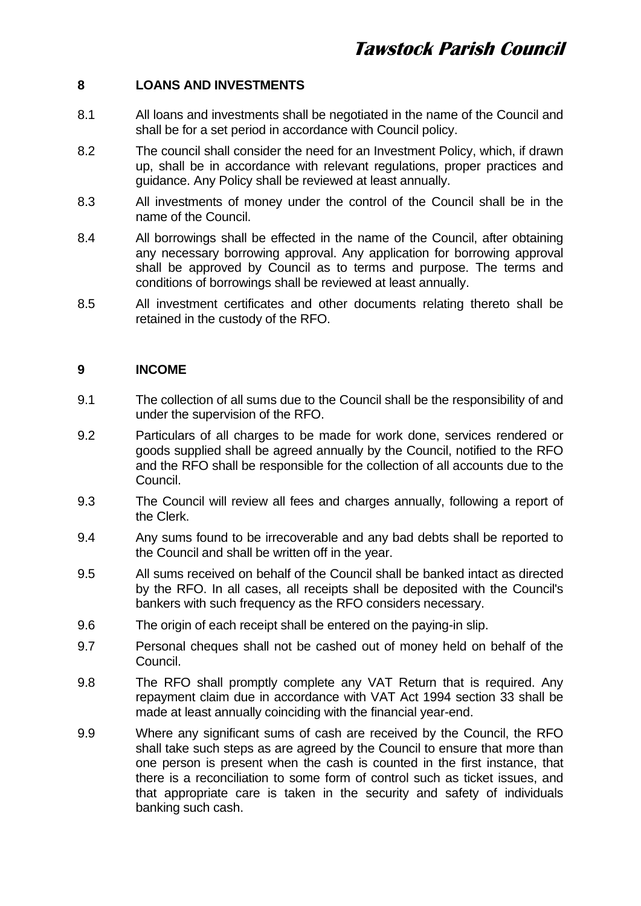## 8 LOANS AND INVESTMENTS

8.1 All loans and investments shall be negotiated in the name of the Council and shall be for a set period in accordance with Council policy.

8.2 The council shall consider the need for an Investment Policy, which, if drawn up, shall be in accordance with relevant regulations, proper practices and guidance. Any Policy shall be reviewed at least annually.

8.3 All investments of money under the control of the Council shall be in the name of the Council.

8.4 All borrowings shall be effected in the name of the Council, after obtaining any necessary borrowing approval. Any application for borrowing approval shall be approved by Council as to terms and purpose. The terms and conditions of borrowings shall be reviewed at least annually.

8.5 All investment certificates and other documents relating thereto shall be retained in the custody of the RFO.

## 9 INCOME

9.1 The collection of all sums due to the Council shall be the responsibility of and under the supervision of the RFO.

9.2 Particulars of all charges to be made for work done, services rendered or goods supplied shall be agreed annually by the Council, notified to the RFO and the RFO shall be responsible for the collection of all accounts due to the Council.

9.3 The Council will review all fees and charges annually, following a report of the Clerk.

9.4 Any sums found to be irrecoverable and any bad debts shall be reported to the Council and shall be written off in the year.

9.5 All sums received on behalf of the Council shall be banked intact as directed by the RFO. In all cases, all receipts shall be deposited with the Council's bankers with such frequency as the RFO considers necessary.

9.6 The origin of each receipt shall be entered on the paying-in slip.

9.7 Personal cheques shall not be cashed out of money held on behalf of the Council.

9.8 The RFO shall promptly complete any VAT Return that is required. Any repayment claim due in accordance with VAT Act 1994 section 33 shall be made at least annually coinciding with the financial year-end.

9.9 Where any significant sums of cash are received by the Council, the RFO shall take such steps as are agreed by the Council to ensure that more than one person is present when the cash is counted in the first instance, that there is a reconciliation to some form of control such as ticket issues, and that appropriate care is taken in the security and safety of individuals banking such cash.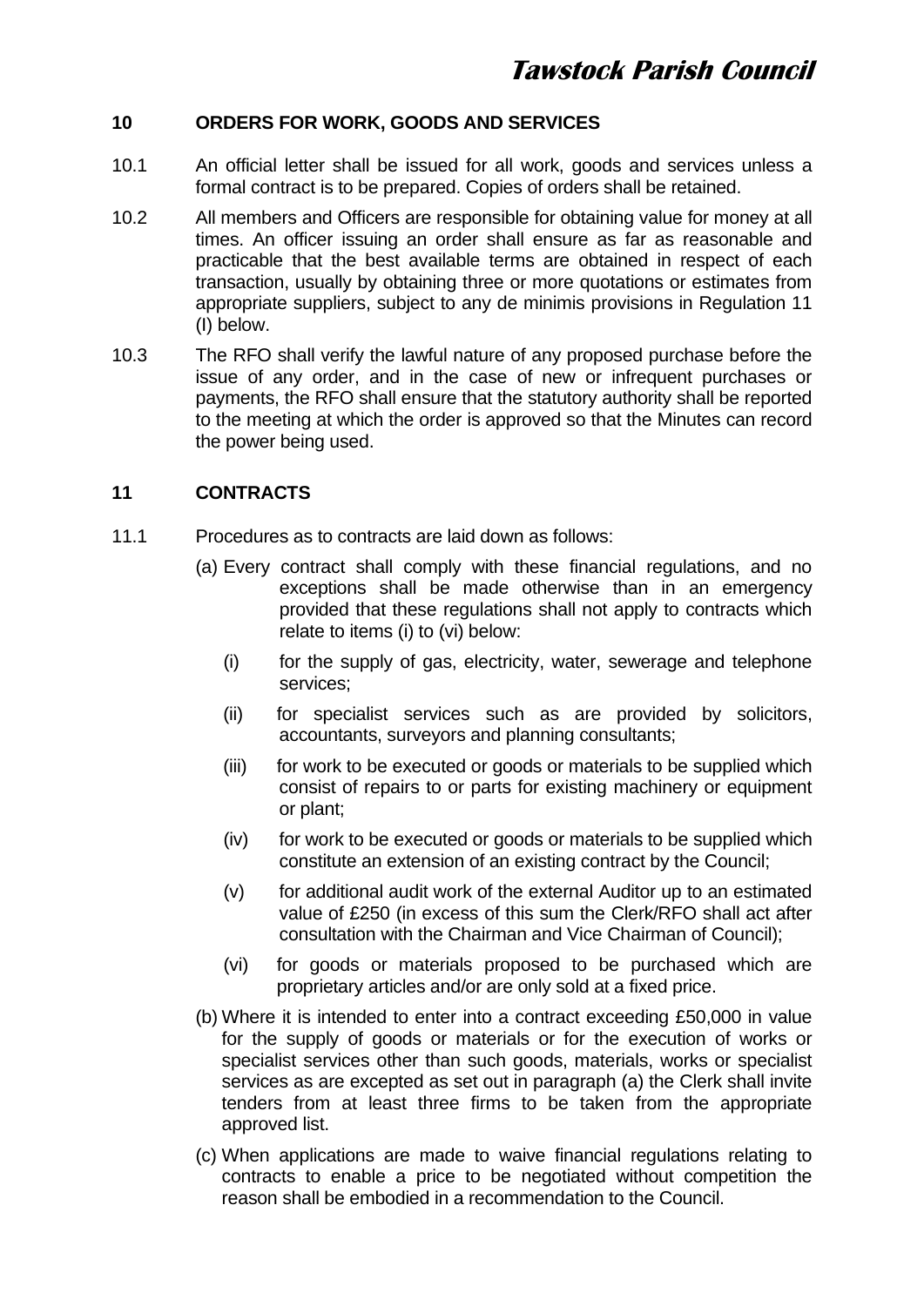## 10 ORDERS FOR WORK, GOODS AND SERVICES

10.1 An official letter shall be issued for all work, goods and services unless a formal contract is to be prepared. Copies of orders shall be retained.

10.2 All members and Officers are responsible for obtaining value for money at all times. An officer issuing an order shall ensure as far as reasonable and practicable that the best available terms are obtained in respect of each transaction, usually by obtaining three or more quotations or estimates from appropriate suppliers, subject to any de minimis provisions in Regulation 11 (I) below.

10.3 The RFO shall verify the lawful nature of any proposed purchase before the issue of any order, and in the case of new or infrequent purchases or payments, the RFO shall ensure that the statutory authority shall be reported to the meeting at which the order is approved so that the Minutes can record the power being used.

## 11 CONTRACTS

11.1 Procedures as to contracts are laid down as follows:

(a) Every contract shall comply with these financial regulations, and no exceptions shall be made otherwise than in an emergency provided that these regulations shall not apply to contracts which relate to items (i) to (vi) below:

- (i) for the supply of gas, electricity, water, sewerage and telephone services;
- (ii) for specialist services such as are provided by solicitors, accountants, surveyors and planning consultants;
- (iii) for work to be executed or goods or materials to be supplied which consist of repairs to or parts for existing machinery or equipment or plant;
- (iv) for work to be executed or goods or materials to be supplied which constitute an extension of an existing contract by the Council;
- (v) for additional audit work of the external Auditor up to an estimated value of £250 (in excess of this sum the Clerk/RFO shall act after consultation with the Chairman and Vice Chairman of Council);
- (vi) for goods or materials proposed to be purchased which are proprietary articles and/or are only sold at a fixed price.

(b) Where it is intended to enter into a contract exceeding £50,000 in value for the supply of goods or materials or for the execution of works or specialist services other than such goods, materials, works or specialist services as are excepted as set out in paragraph (a) the Clerk shall invite tenders from at least three firms to be taken from the appropriate approved list.

(c) When applications are made to waive financial regulations relating to contracts to enable a price to be negotiated without competition the reason shall be embodied in a recommendation to the Council.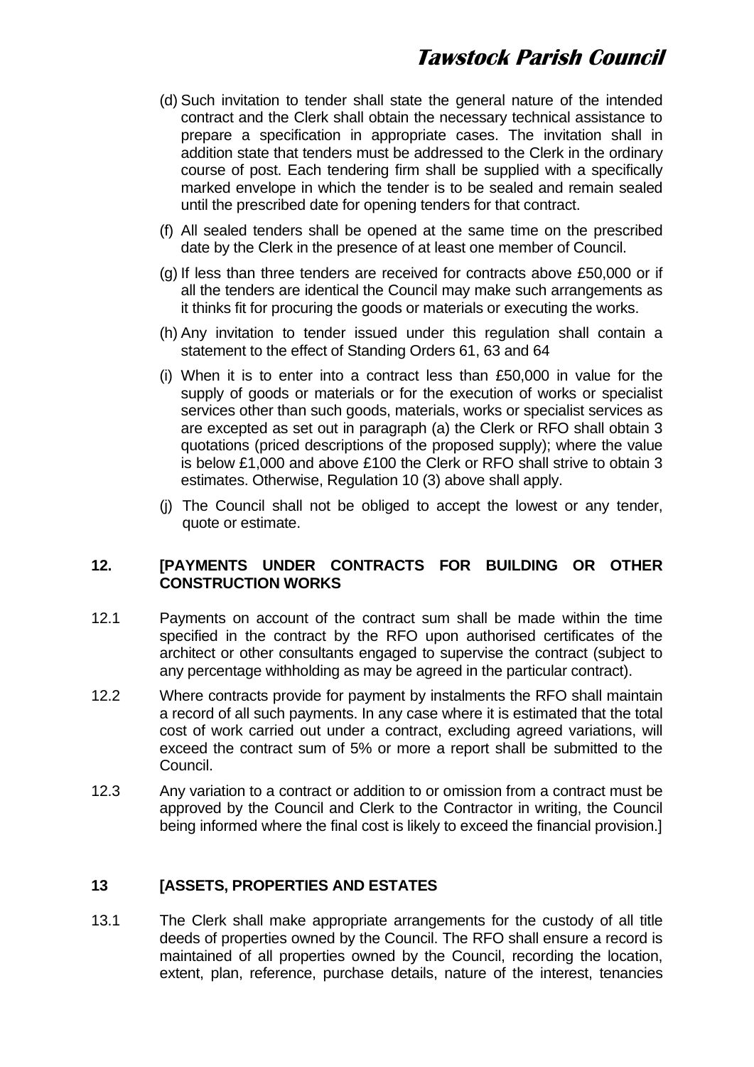(d) Such invitation to tender shall state the general nature of the intended contract and the Clerk shall obtain the necessary technical assistance to prepare a specification in appropriate cases. The invitation shall in addition state that tenders must be addressed to the Clerk in the ordinary course of post. Each tendering firm shall be supplied with a specifically marked envelope in which the tender is to be sealed and remain sealed until the prescribed date for opening tenders for that contract.

(f) All sealed tenders shall be opened at the same time on the prescribed date by the Clerk in the presence of at least one member of Council.

(g) If less than three tenders are received for contracts above £50,000 or if all the tenders are identical the Council may make such arrangements as it thinks fit for procuring the goods or materials or executing the works.

(h) Any invitation to tender issued under this regulation shall contain a statement to the effect of Standing Orders 61, 63 and 64

(i) When it is to enter into a contract less than £50,000 in value for the supply of goods or materials or for the execution of works or specialist services other than such goods, materials, works or specialist services as are excepted as set out in paragraph (a) the Clerk or RFO shall obtain 3 quotations (priced descriptions of the proposed supply); where the value is below £1,000 and above £100 the Clerk or RFO shall strive to obtain 3 estimates. Otherwise, Regulation 10 (3) above shall apply.

(j) The Council shall not be obliged to accept the lowest or any tender, quote or estimate.

## 12. [PAYMENTS UNDER CONTRACTS FOR BUILDING OR OTHER CONSTRUCTION WORKS

12.1 Payments on account of the contract sum shall be made within the time specified in the contract by the RFO upon authorised certificates of the architect or other consultants engaged to supervise the contract (subject to any percentage withholding as may be agreed in the particular contract).

12.2 Where contracts provide for payment by instalments the RFO shall maintain a record of all such payments. In any case where it is estimated that the total cost of work carried out under a contract, excluding agreed variations, will exceed the contract sum of 5% or more a report shall be submitted to the Council.

12.3 Any variation to a contract or addition to or omission from a contract must be approved by the Council and Clerk to the Contractor in writing, the Council being informed where the final cost is likely to exceed the financial provision.]

## 13 [ASSETS, PROPERTIES AND ESTATES

13.1 The Clerk shall make appropriate arrangements for the custody of all title deeds of properties owned by the Council. The RFO shall ensure a record is maintained of all properties owned by the Council, recording the location, extent, plan, reference, purchase details, nature of the interest, tenancies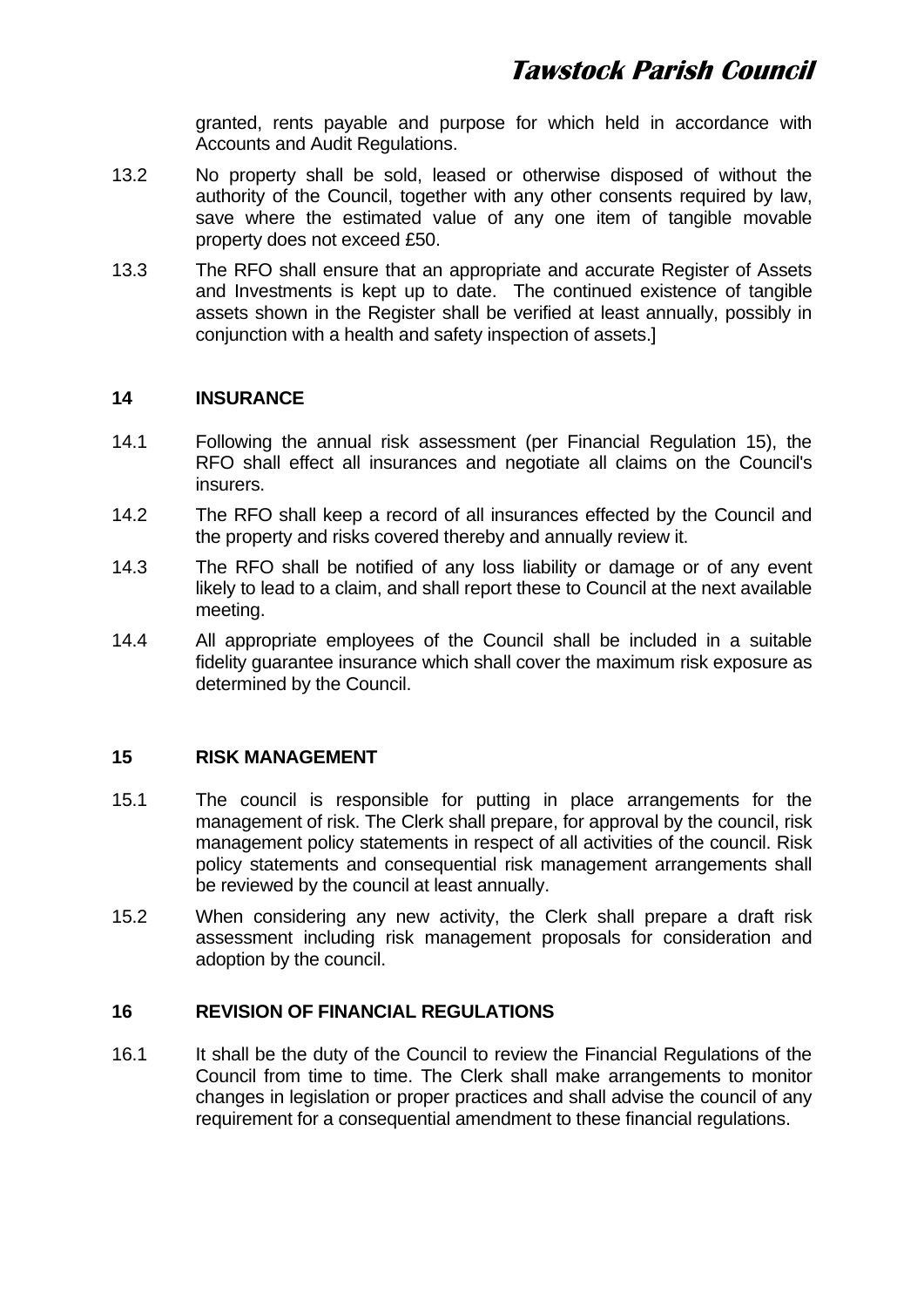granted, rents payable and purpose for which held in accordance with Accounts and Audit Regulations.

13.2 No property shall be sold, leased or otherwise disposed of without the authority of the Council, together with any other consents required by law, save where the estimated value of any one item of tangible movable property does not exceed £50.

13.3 The RFO shall ensure that an appropriate and accurate Register of Assets and Investments is kept up to date. The continued existence of tangible assets shown in the Register shall be verified at least annually, possibly in conjunction with a health and safety inspection of assets.]

## 14 INSURANCE

14.1 Following the annual risk assessment (per Financial Regulation 15), the RFO shall effect all insurances and negotiate all claims on the Council's insurers.

14.2 The RFO shall keep a record of all insurances effected by the Council and the property and risks covered thereby and annually review it.

14.3 The RFO shall be notified of any loss liability or damage or of any event likely to lead to a claim, and shall report these to Council at the next available meeting.

14.4 All appropriate employees of the Council shall be included in a suitable fidelity guarantee insurance which shall cover the maximum risk exposure as determined by the Council.

## 15 RISK MANAGEMENT

15.1 The council is responsible for putting in place arrangements for the management of risk. The Clerk shall prepare, for approval by the council, risk management policy statements in respect of all activities of the council. Risk policy statements and consequential risk management arrangements shall be reviewed by the council at least annually.

15.2 When considering any new activity, the Clerk shall prepare a draft risk assessment including risk management proposals for consideration and adoption by the council.

## 16 REVISION OF FINANCIAL REGULATIONS

16.1 It shall be the duty of the Council to review the Financial Regulations of the Council from time to time. The Clerk shall make arrangements to monitor changes in legislation or proper practices and shall advise the council of any requirement for a consequential amendment to these financial regulations.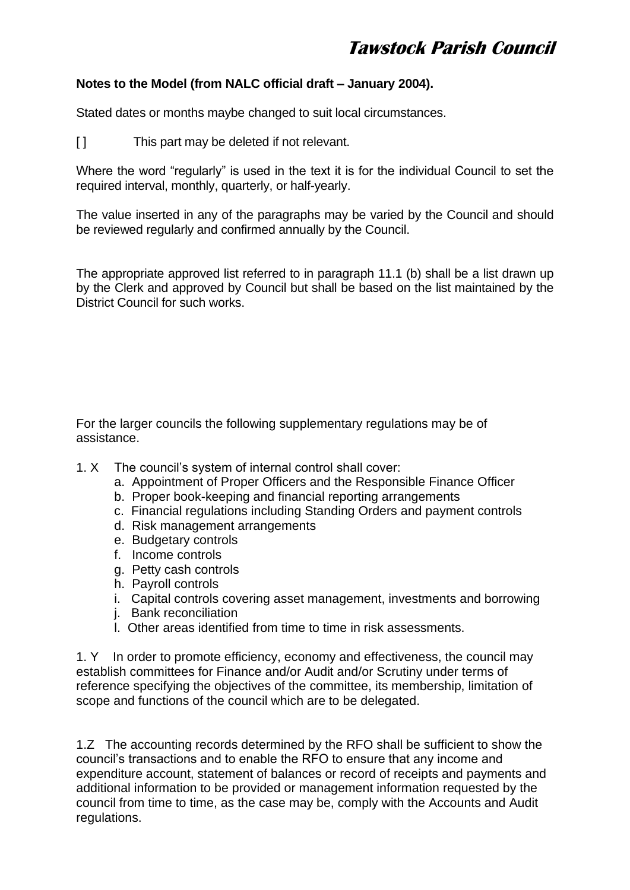**Notes to the Model (from NALC official draft – January 2004).**

Stated dates or months maybe changed to suit local circumstances.

[ ] This part may be deleted if not relevant.

Where the word "regularly" is used in the text it is for the individual Council to set the required interval, monthly, quarterly, or half-yearly.

The value inserted in any of the paragraphs may be varied by the Council and should be reviewed regularly and confirmed annually by the Council.

The appropriate approved list referred to in paragraph 11.1 (b) shall be a list drawn up by the Clerk and approved by Council but shall be based on the list maintained by the District Council for such works.

For the larger councils the following supplementary regulations may be of assistance.

1. X The council's system of internal control shall cover:
   a. Appointment of Proper Officers and the Responsible Finance Officer
   b. Proper book-keeping and financial reporting arrangements
   c. Financial regulations including Standing Orders and payment controls
   d. Risk management arrangements
   e. Budgetary controls
   f. Income controls
   g. Petty cash controls
   h. Payroll controls
   i. Capital controls covering asset management, investments and borrowing
   j. Bank reconciliation
   l. Other areas identified from time to time in risk assessments.

1. Y In order to promote efficiency, economy and effectiveness, the council may establish committees for Finance and/or Audit and/or Scrutiny under terms of reference specifying the objectives of the committee, its membership, limitation of scope and functions of the council which are to be delegated.

1.Z The accounting records determined by the RFO shall be sufficient to show the council's transactions and to enable the RFO to ensure that any income and expenditure account, statement of balances or record of receipts and payments and additional information to be provided or management information requested by the council from time to time, as the case may be, comply with the Accounts and Audit regulations.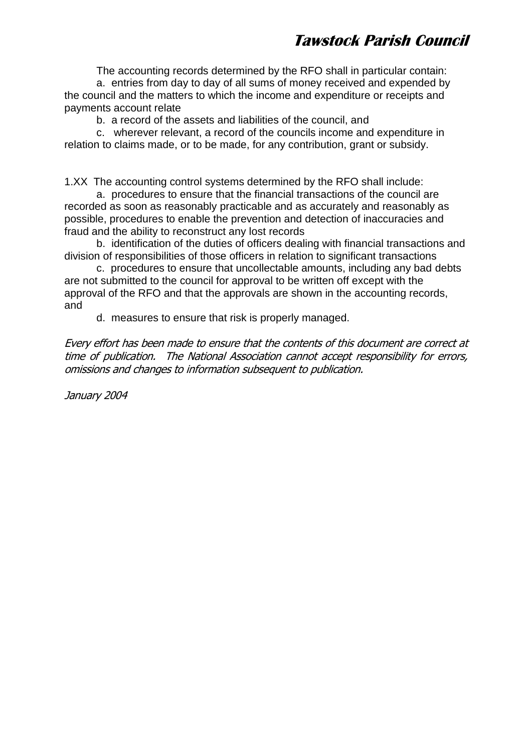The accounting records determined by the RFO shall in particular contain:

a. entries from day to day of all sums of money received and expended by the council and the matters to which the income and expenditure or receipts and payments account relate

b. a record of the assets and liabilities of the council, and

c. wherever relevant, a record of the councils income and expenditure in relation to claims made, or to be made, for any contribution, grant or subsidy.

1.XX The accounting control systems determined by the RFO shall include:

a. procedures to ensure that the financial transactions of the council are recorded as soon as reasonably practicable and as accurately and reasonably as possible, procedures to enable the prevention and detection of inaccuracies and fraud and the ability to reconstruct any lost records

b. identification of the duties of officers dealing with financial transactions and division of responsibilities of those officers in relation to significant transactions

c. procedures to ensure that uncollectable amounts, including any bad debts are not submitted to the council for approval to be written off except with the approval of the RFO and that the approvals are shown in the accounting records, and

d. measures to ensure that risk is properly managed.

*Every effort has been made to ensure that the contents of this document are correct at time of publication. The National Association cannot accept responsibility for errors, omissions and changes to information subsequent to publication.*

*January 2004*